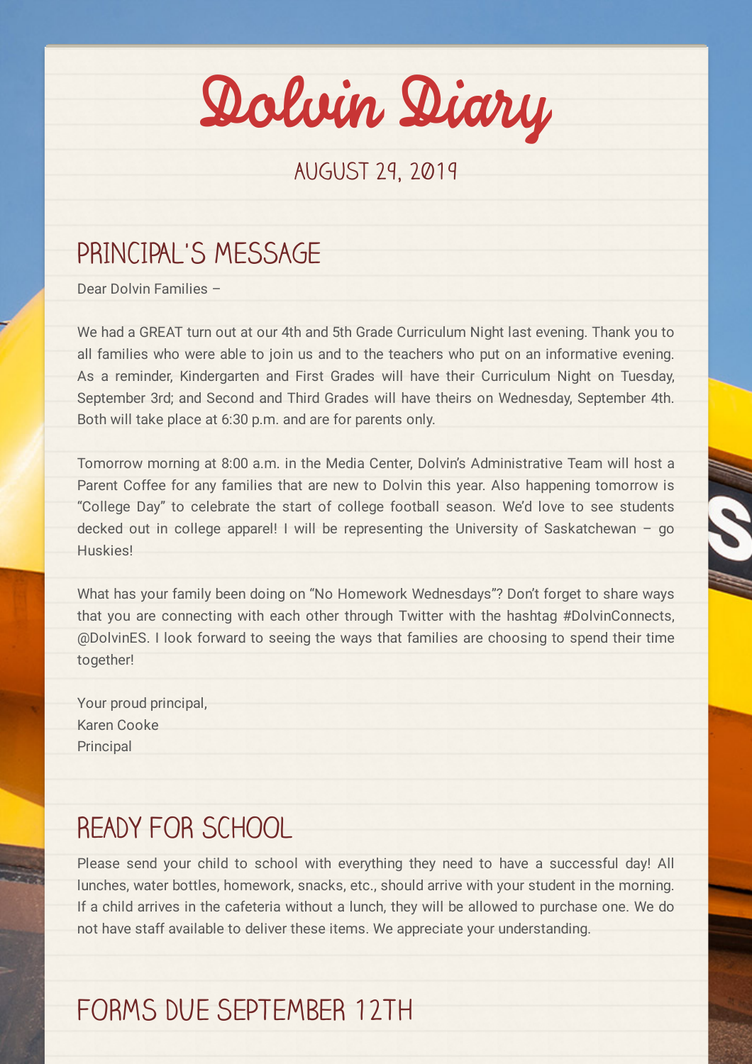# Dolvin Diary

AUGUST 29, 2019

## PRINCIPAL'S MESSAGE

Dear Dolvin Families –

We had a GREAT turn out at our 4th and 5th Grade Curriculum Night last evening. Thank you to all families who were able to join us and to the teachers who put on an informative evening. As a reminder, Kindergarten and First Grades will have their Curriculum Night on Tuesday, September 3rd; and Second and Third Grades will have theirs on Wednesday, September 4th. Both will take place at 6:30 p.m. and are for parents only.

Tomorrow morning at 8:00 a.m. in the Media Center, Dolvin's Administrative Team will host a Parent Coffee for any families that are new to Dolvin this year. Also happening tomorrow is "College Day" to celebrate the start of college football season. We'd love to see students decked out in college apparel! I will be representing the University of Saskatchewan – go Huskies!

What has your family been doing on "No Homework Wednesdays"? Don't forget to share ways that you are connecting with each other through Twitter with the hashtag #DolvinConnects, @DolvinES. I look forward to seeing the ways that families are choosing to spend their time together!

Your proud principal,
Karen Cooke
Principal

## READY FOR SCHOOL

Please send your child to school with everything they need to have a successful day! All lunches, water bottles, homework, snacks, etc., should arrive with your student in the morning. If a child arrives in the cafeteria without a lunch, they will be allowed to purchase one. We do not have staff available to deliver these items. We appreciate your understanding.

## FORMS DUE SEPTEMBER 12TH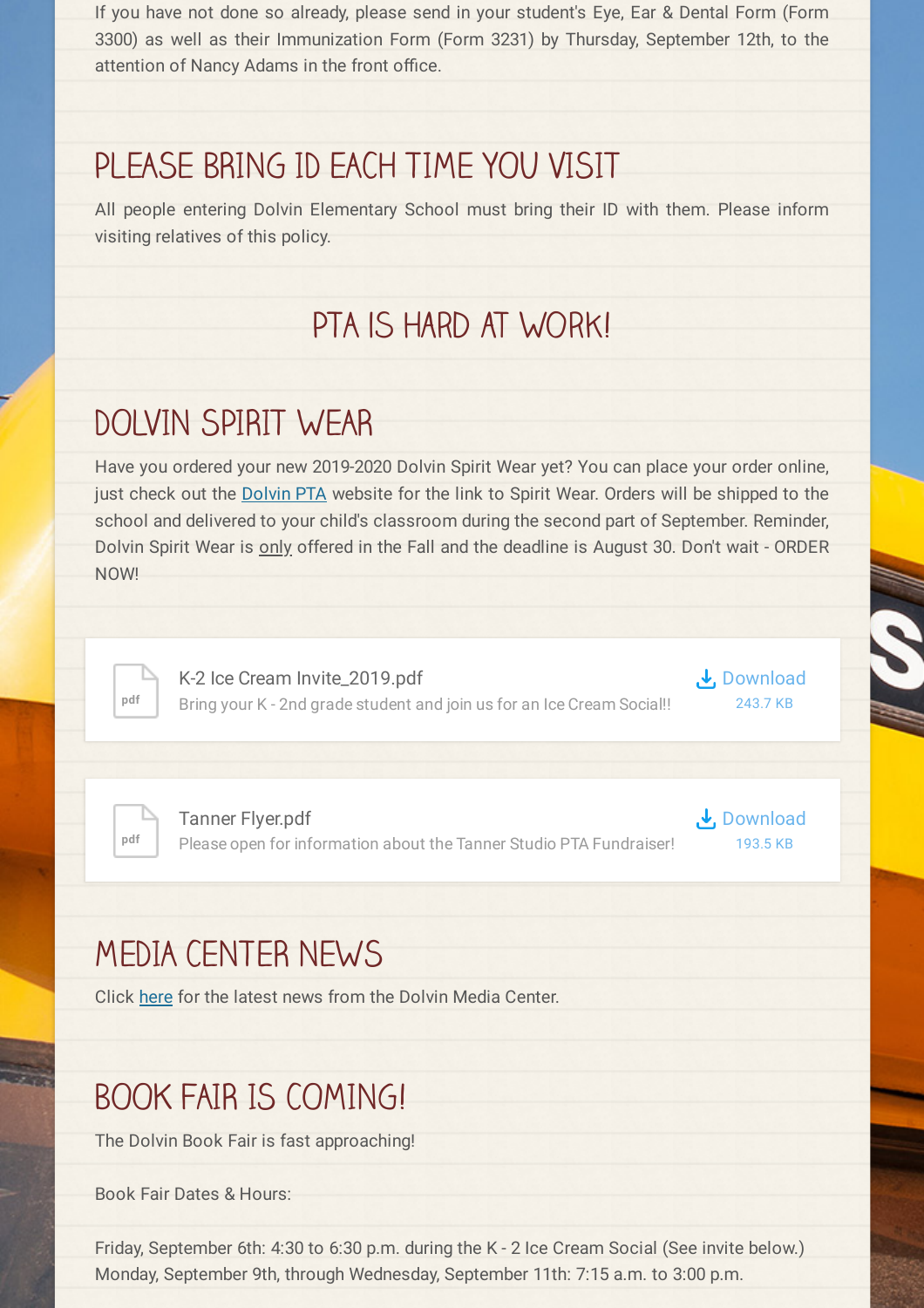If you have not done so already, please send in your student's Eye, Ear & Dental Form (Form 3300) as well as their Immunization Form (Form 3231) by Thursday, September 12th, to the attention of Nancy Adams in the front office.

## PLEASE BRING ID EACH TIME YOU VISIT

All people entering Dolvin Elementary School must bring their ID with them. Please inform visiting relatives of this policy.

## PTA IS HARD AT WORK!

## DOLVIN SPIRIT WEAR

Have you ordered your new 2019-2020 Dolvin Spirit Wear yet? You can place your order online, just check out the Dolvin PTA website for the link to Spirit Wear. Orders will be shipped to the school and delivered to your child's classroom during the second part of September. Reminder, Dolvin Spirit Wear is only offered in the Fall and the deadline is August 30. Don't wait - ORDER NOW!

pdf K-2 Ice Cream Invite_2019.pdf
Bring your K - 2nd grade student and join us for an Ice Cream Social!!
Download 243.7 KB

pdf Tanner Flyer.pdf
Please open for information about the Tanner Studio PTA Fundraiser!
Download 193.5 KB

## MEDIA CENTER NEWS

Click here for the latest news from the Dolvin Media Center.

## BOOK FAIR IS COMING!

The Dolvin Book Fair is fast approaching!

Book Fair Dates & Hours:

Friday, September 6th: 4:30 to 6:30 p.m. during the K - 2 Ice Cream Social (See invite below.)
Monday, September 9th, through Wednesday, September 11th: 7:15 a.m. to 3:00 p.m.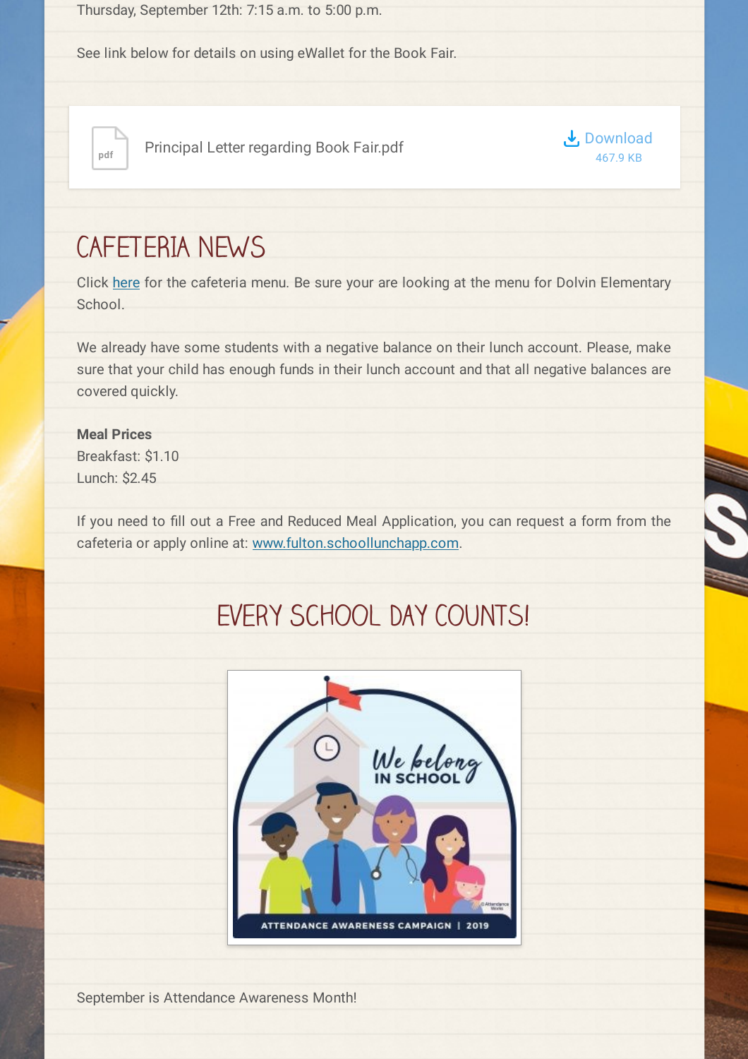Thursday, September 12th: 7:15 a.m. to 5:00 p.m.

See link below for details on using eWallet for the Book Fair.

Principal Letter regarding Book Fair.pdf — Download 467.9 KB

## CAFETERIA NEWS

Click here for the cafeteria menu. Be sure your are looking at the menu for Dolvin Elementary School.

We already have some students with a negative balance on their lunch account. Please, make sure that your child has enough funds in their lunch account and that all negative balances are covered quickly.

**Meal Prices**
Breakfast: $1.10
Lunch: $2.45

If you need to fill out a Free and Reduced Meal Application, you can request a form from the cafeteria or apply online at: www.fulton.schoollunchapp.com.

## EVERY SCHOOL DAY COUNTS!

September is Attendance Awareness Month!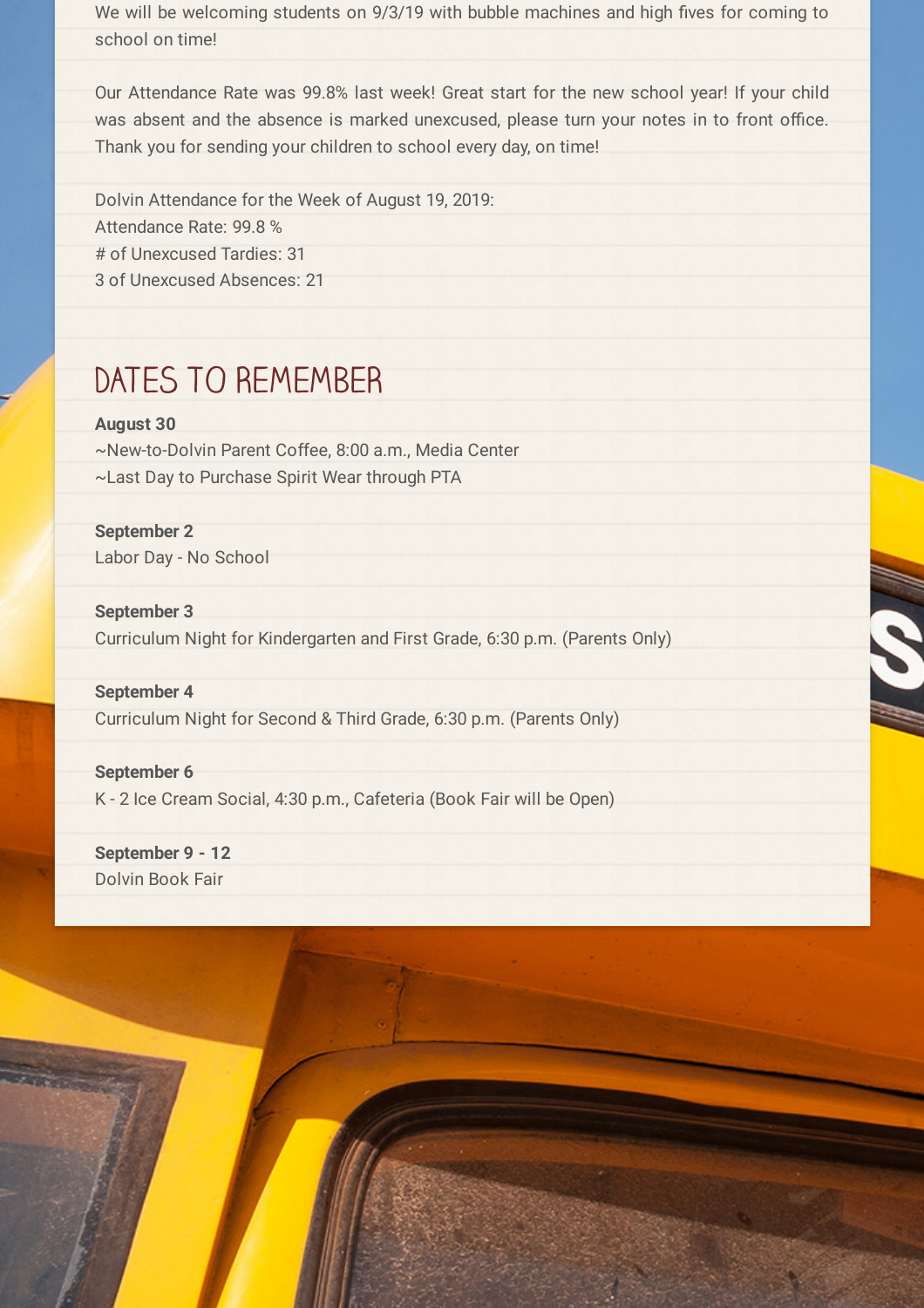We will be welcoming students on 9/3/19 with bubble machines and high fives for coming to school on time!

Our Attendance Rate was 99.8% last week! Great start for the new school year! If your child was absent and the absence is marked unexcused, please turn your notes in to front office. Thank you for sending your children to school every day, on time!

Dolvin Attendance for the Week of August 19, 2019:
Attendance Rate: 99.8 %
# of Unexcused Tardies: 31
3 of Unexcused Absences: 21

## DATES TO REMEMBER

**August 30**
~New-to-Dolvin Parent Coffee, 8:00 a.m., Media Center
~Last Day to Purchase Spirit Wear through PTA

**September 2**
Labor Day - No School

**September 3**
Curriculum Night for Kindergarten and First Grade, 6:30 p.m. (Parents Only)

**September 4**
Curriculum Night for Second & Third Grade, 6:30 p.m. (Parents Only)

**September 6**
K - 2 Ice Cream Social, 4:30 p.m., Cafeteria (Book Fair will be Open)

**September 9 - 12**
Dolvin Book Fair